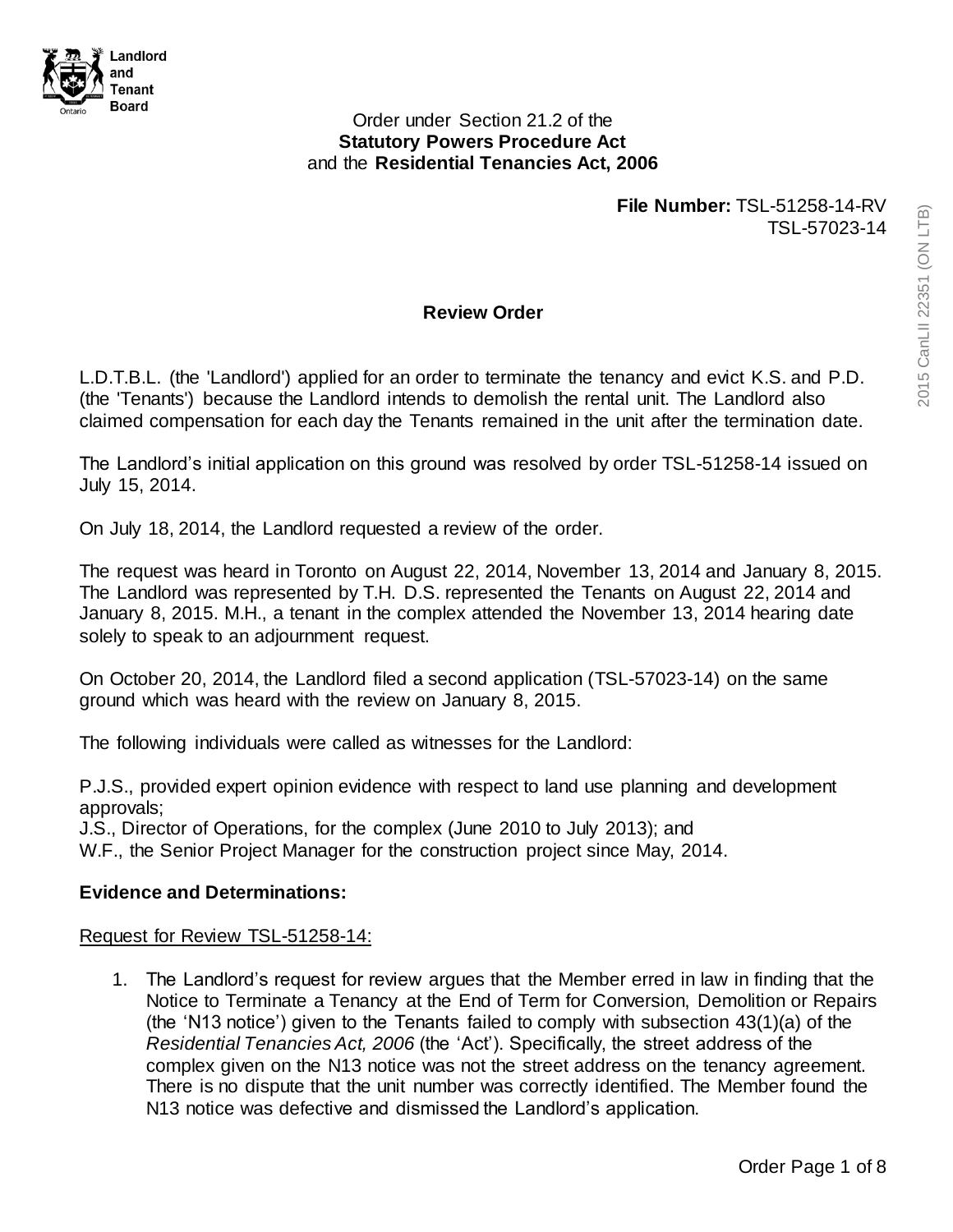Landlord and Tenant Board

Order under Section 21.2 of the
**Statutory Powers Procedure Act**
and the **Residential Tenancies Act, 2006**

**File Number:** TSL-51258-14-RV
TSL-57023-14

## Review Order

L.D.T.B.L. (the 'Landlord') applied for an order to terminate the tenancy and evict K.S. and P.D. (the 'Tenants') because the Landlord intends to demolish the rental unit. The Landlord also claimed compensation for each day the Tenants remained in the unit after the termination date.

The Landlord's initial application on this ground was resolved by order TSL-51258-14 issued on July 15, 2014.

On July 18, 2014, the Landlord requested a review of the order.

The request was heard in Toronto on August 22, 2014, November 13, 2014 and January 8, 2015. The Landlord was represented by T.H. D.S. represented the Tenants on August 22, 2014 and January 8, 2015. M.H., a tenant in the complex attended the November 13, 2014 hearing date solely to speak to an adjournment request.

On October 20, 2014, the Landlord filed a second application (TSL-57023-14) on the same ground which was heard with the review on January 8, 2015.

The following individuals were called as witnesses for the Landlord:

P.J.S., provided expert opinion evidence with respect to land use planning and development approvals;
J.S., Director of Operations, for the complex (June 2010 to July 2013); and
W.F., the Senior Project Manager for the construction project since May, 2014.

### Evidence and Determinations:

Request for Review TSL-51258-14:

1. The Landlord's request for review argues that the Member erred in law in finding that the Notice to Terminate a Tenancy at the End of Term for Conversion, Demolition or Repairs (the 'N13 notice') given to the Tenants failed to comply with subsection 43(1)(a) of the *Residential Tenancies Act, 2006* (the 'Act'). Specifically, the street address of the complex given on the N13 notice was not the street address on the tenancy agreement. There is no dispute that the unit number was correctly identified. The Member found the N13 notice was defective and dismissed the Landlord's application.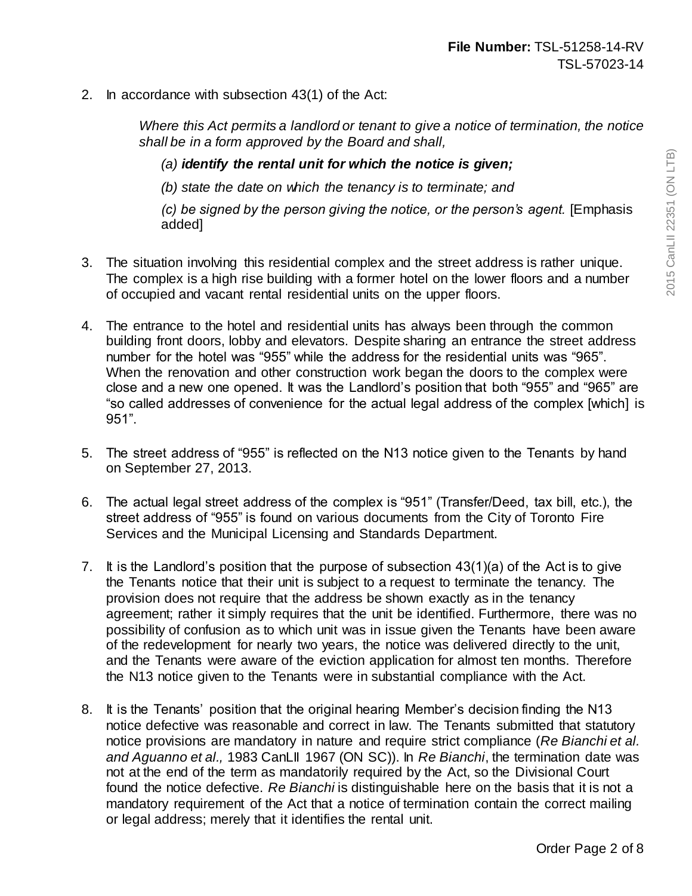2. In accordance with subsection 43(1) of the Act:

   *Where this Act permits a landlord or tenant to give a notice of termination, the notice shall be in a form approved by the Board and shall,*

   *(a)* ***identify the rental unit for which the notice is given;***

   *(b) state the date on which the tenancy is to terminate; and*

   *(c) be signed by the person giving the notice, or the person's agent.* [Emphasis added]

3. The situation involving this residential complex and the street address is rather unique. The complex is a high rise building with a former hotel on the lower floors and a number of occupied and vacant rental residential units on the upper floors.

4. The entrance to the hotel and residential units has always been through the common building front doors, lobby and elevators. Despite sharing an entrance the street address number for the hotel was "955" while the address for the residential units was "965". When the renovation and other construction work began the doors to the complex were close and a new one opened. It was the Landlord's position that both "955" and "965" are "so called addresses of convenience for the actual legal address of the complex [which] is 951".

5. The street address of "955" is reflected on the N13 notice given to the Tenants by hand on September 27, 2013.

6. The actual legal street address of the complex is "951" (Transfer/Deed, tax bill, etc.), the street address of "955" is found on various documents from the City of Toronto Fire Services and the Municipal Licensing and Standards Department.

7. It is the Landlord's position that the purpose of subsection 43(1)(a) of the Act is to give the Tenants notice that their unit is subject to a request to terminate the tenancy. The provision does not require that the address be shown exactly as in the tenancy agreement; rather it simply requires that the unit be identified. Furthermore, there was no possibility of confusion as to which unit was in issue given the Tenants have been aware of the redevelopment for nearly two years, the notice was delivered directly to the unit, and the Tenants were aware of the eviction application for almost ten months. Therefore the N13 notice given to the Tenants were in substantial compliance with the Act.

8. It is the Tenants' position that the original hearing Member's decision finding the N13 notice defective was reasonable and correct in law. The Tenants submitted that statutory notice provisions are mandatory in nature and require strict compliance (*Re Bianchi et al. and Aguanno et al.,* 1983 CanLII 1967 (ON SC)). In *Re Bianchi*, the termination date was not at the end of the term as mandatorily required by the Act, so the Divisional Court found the notice defective. *Re Bianchi* is distinguishable here on the basis that it is not a mandatory requirement of the Act that a notice of termination contain the correct mailing or legal address; merely that it identifies the rental unit.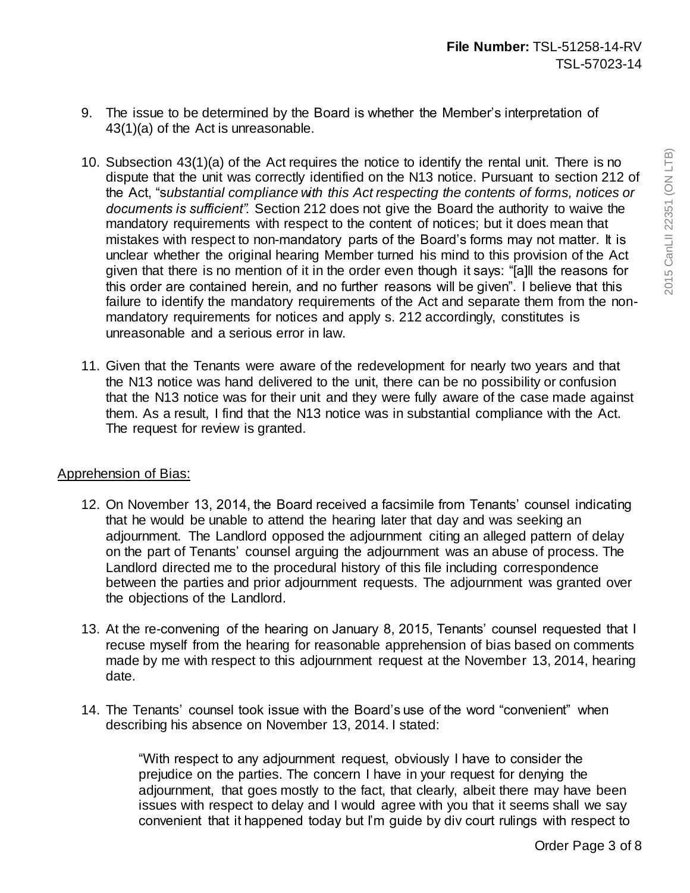9. The issue to be determined by the Board is whether the Member's interpretation of 43(1)(a) of the Act is unreasonable.

10. Subsection 43(1)(a) of the Act requires the notice to identify the rental unit. There is no dispute that the unit was correctly identified on the N13 notice. Pursuant to section 212 of the Act, "*substantial compliance with this Act respecting the contents of forms, notices or documents is sufficient".* Section 212 does not give the Board the authority to waive the mandatory requirements with respect to the content of notices; but it does mean that mistakes with respect to non-mandatory parts of the Board's forms may not matter. It is unclear whether the original hearing Member turned his mind to this provision of the Act given that there is no mention of it in the order even though it says: "[a]ll the reasons for this order are contained herein, and no further reasons will be given". I believe that this failure to identify the mandatory requirements of the Act and separate them from the non-mandatory requirements for notices and apply s. 212 accordingly, constitutes is unreasonable and a serious error in law.

11. Given that the Tenants were aware of the redevelopment for nearly two years and that the N13 notice was hand delivered to the unit, there can be no possibility or confusion that the N13 notice was for their unit and they were fully aware of the case made against them. As a result, I find that the N13 notice was in substantial compliance with the Act. The request for review is granted.

<u>Apprehension of Bias:</u>

12. On November 13, 2014, the Board received a facsimile from Tenants' counsel indicating that he would be unable to attend the hearing later that day and was seeking an adjournment. The Landlord opposed the adjournment citing an alleged pattern of delay on the part of Tenants' counsel arguing the adjournment was an abuse of process. The Landlord directed me to the procedural history of this file including correspondence between the parties and prior adjournment requests. The adjournment was granted over the objections of the Landlord.

13. At the re-convening of the hearing on January 8, 2015, Tenants' counsel requested that I recuse myself from the hearing for reasonable apprehension of bias based on comments made by me with respect to this adjournment request at the November 13, 2014, hearing date.

14. The Tenants' counsel took issue with the Board's use of the word "convenient" when describing his absence on November 13, 2014. I stated:

> "With respect to any adjournment request, obviously I have to consider the prejudice on the parties. The concern I have in your request for denying the adjournment, that goes mostly to the fact, that clearly, albeit there may have been issues with respect to delay and I would agree with you that it seems shall we say convenient that it happened today but I'm guide by div court rulings with respect to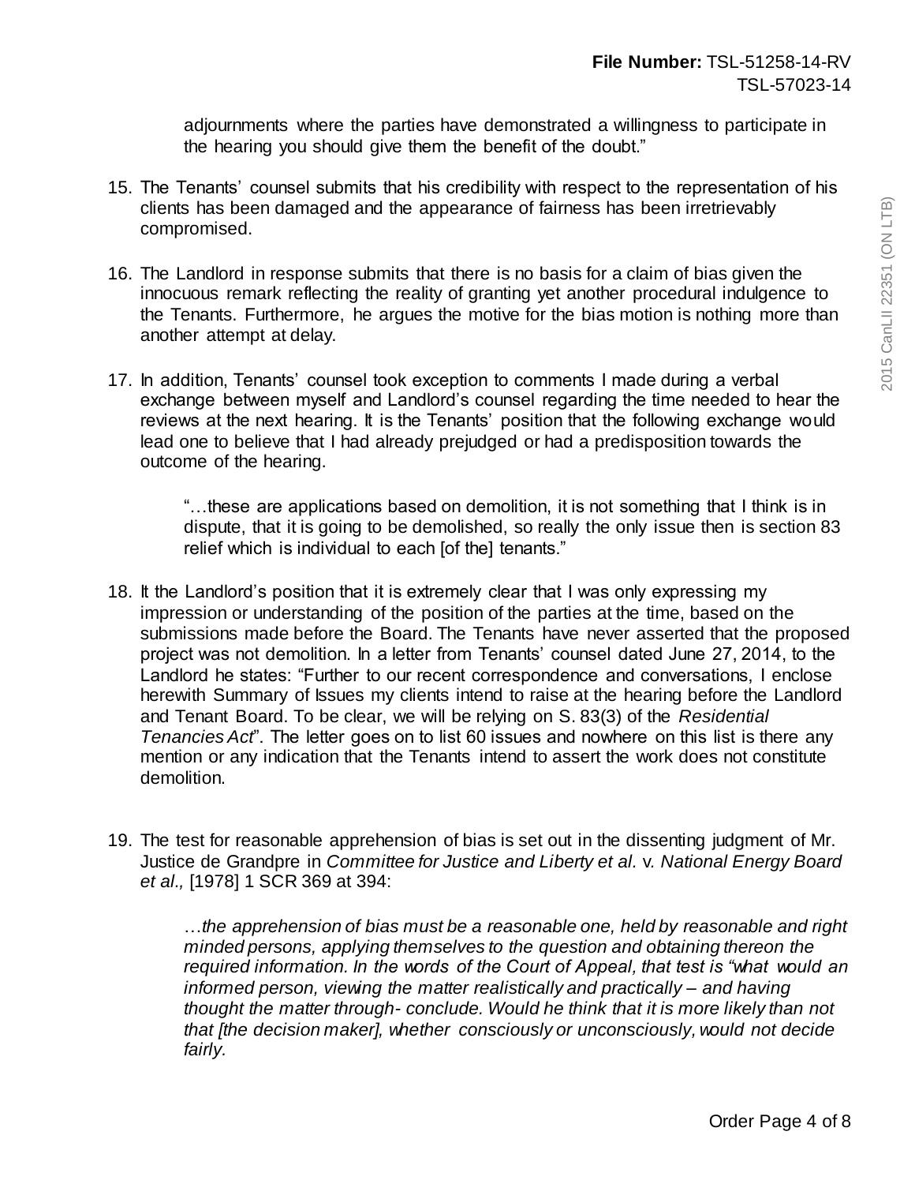adjournments where the parties have demonstrated a willingness to participate in the hearing you should give them the benefit of the doubt."

15. The Tenants' counsel submits that his credibility with respect to the representation of his clients has been damaged and the appearance of fairness has been irretrievably compromised.

16. The Landlord in response submits that there is no basis for a claim of bias given the innocuous remark reflecting the reality of granting yet another procedural indulgence to the Tenants. Furthermore, he argues the motive for the bias motion is nothing more than another attempt at delay.

17. In addition, Tenants' counsel took exception to comments I made during a verbal exchange between myself and Landlord's counsel regarding the time needed to hear the reviews at the next hearing. It is the Tenants' position that the following exchange would lead one to believe that I had already prejudged or had a predisposition towards the outcome of the hearing.

   "…these are applications based on demolition, it is not something that I think is in dispute, that it is going to be demolished, so really the only issue then is section 83 relief which is individual to each [of the] tenants."

18. It the Landlord's position that it is extremely clear that I was only expressing my impression or understanding of the position of the parties at the time, based on the submissions made before the Board. The Tenants have never asserted that the proposed project was not demolition. In a letter from Tenants' counsel dated June 27, 2014, to the Landlord he states: "Further to our recent correspondence and conversations, I enclose herewith Summary of Issues my clients intend to raise at the hearing before the Landlord and Tenant Board. To be clear, we will be relying on S. 83(3) of the *Residential Tenancies Act*". The letter goes on to list 60 issues and nowhere on this list is there any mention or any indication that the Tenants intend to assert the work does not constitute demolition.

19. The test for reasonable apprehension of bias is set out in the dissenting judgment of Mr. Justice de Grandpre in *Committee for Justice and Liberty et al.* v. *National Energy Board et al.,* [1978] 1 SCR 369 at 394:

   *…the apprehension of bias must be a reasonable one, held by reasonable and right minded persons, applying themselves to the question and obtaining thereon the required information. In the words of the Court of Appeal, that test is "what would an informed person, viewing the matter realistically and practically – and having thought the matter through- conclude. Would he think that it is more likely than not that [the decision maker], whether consciously or unconsciously, would not decide fairly.*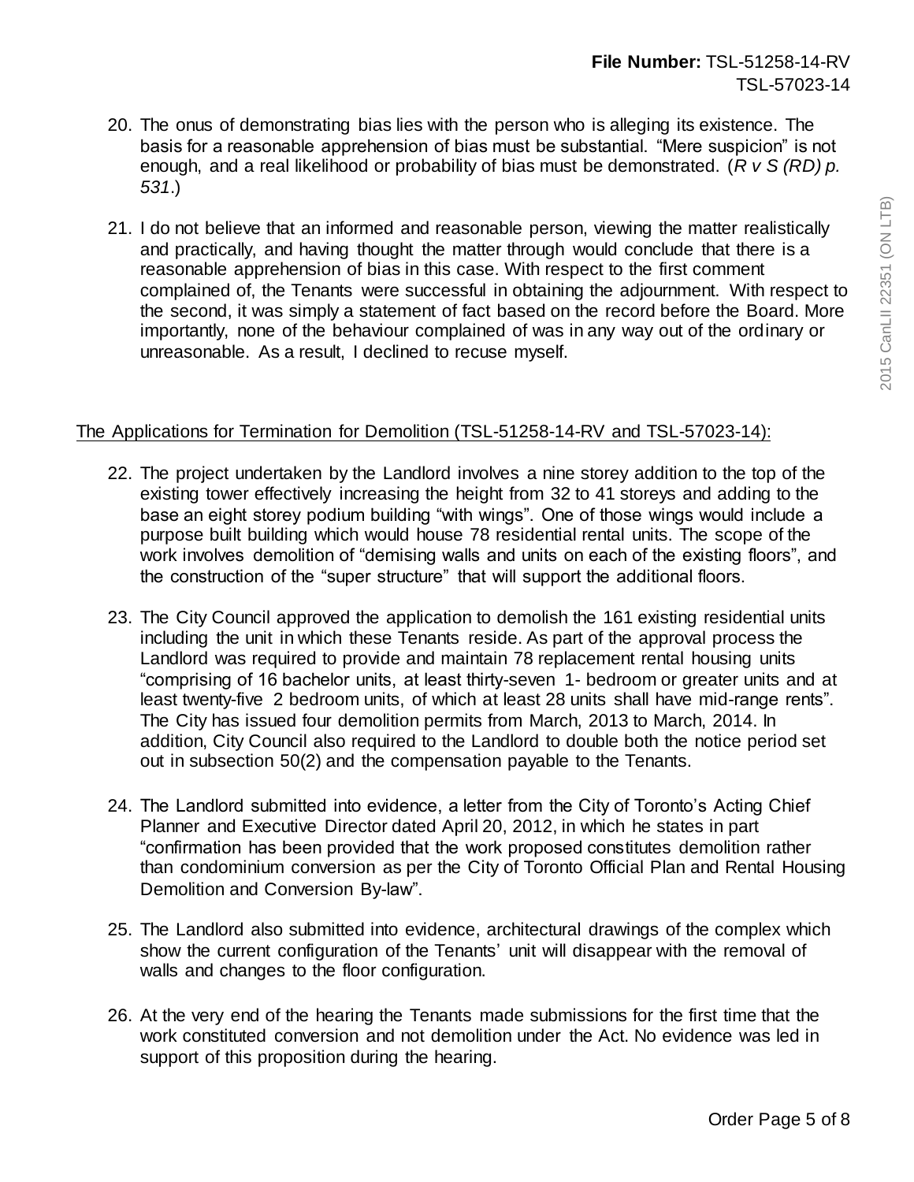20. The onus of demonstrating bias lies with the person who is alleging its existence. The basis for a reasonable apprehension of bias must be substantial. "Mere suspicion" is not enough, and a real likelihood or probability of bias must be demonstrated. (*R v S (RD) p. 531*.)

21. I do not believe that an informed and reasonable person, viewing the matter realistically and practically, and having thought the matter through would conclude that there is a reasonable apprehension of bias in this case. With respect to the first comment complained of, the Tenants were successful in obtaining the adjournment. With respect to the second, it was simply a statement of fact based on the record before the Board. More importantly, none of the behaviour complained of was in any way out of the ordinary or unreasonable. As a result, I declined to recuse myself.

<u>The Applications for Termination for Demolition (TSL-51258-14-RV and TSL-57023-14):</u>

22. The project undertaken by the Landlord involves a nine storey addition to the top of the existing tower effectively increasing the height from 32 to 41 storeys and adding to the base an eight storey podium building "with wings". One of those wings would include a purpose built building which would house 78 residential rental units. The scope of the work involves demolition of "demising walls and units on each of the existing floors", and the construction of the "super structure" that will support the additional floors.

23. The City Council approved the application to demolish the 161 existing residential units including the unit in which these Tenants reside. As part of the approval process the Landlord was required to provide and maintain 78 replacement rental housing units "comprising of 16 bachelor units, at least thirty-seven 1- bedroom or greater units and at least twenty-five 2 bedroom units, of which at least 28 units shall have mid-range rents". The City has issued four demolition permits from March, 2013 to March, 2014. In addition, City Council also required to the Landlord to double both the notice period set out in subsection 50(2) and the compensation payable to the Tenants.

24. The Landlord submitted into evidence, a letter from the City of Toronto's Acting Chief Planner and Executive Director dated April 20, 2012, in which he states in part "confirmation has been provided that the work proposed constitutes demolition rather than condominium conversion as per the City of Toronto Official Plan and Rental Housing Demolition and Conversion By-law".

25. The Landlord also submitted into evidence, architectural drawings of the complex which show the current configuration of the Tenants' unit will disappear with the removal of walls and changes to the floor configuration.

26. At the very end of the hearing the Tenants made submissions for the first time that the work constituted conversion and not demolition under the Act. No evidence was led in support of this proposition during the hearing.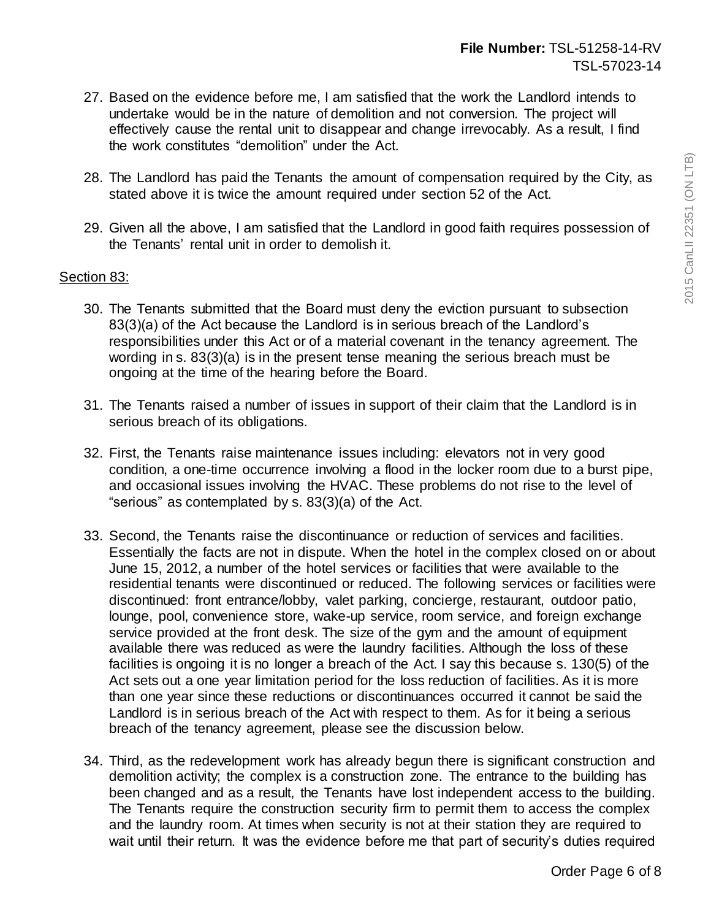27. Based on the evidence before me, I am satisfied that the work the Landlord intends to undertake would be in the nature of demolition and not conversion. The project will effectively cause the rental unit to disappear and change irrevocably. As a result, I find the work constitutes "demolition" under the Act.

28. The Landlord has paid the Tenants the amount of compensation required by the City, as stated above it is twice the amount required under section 52 of the Act.

29. Given all the above, I am satisfied that the Landlord in good faith requires possession of the Tenants' rental unit in order to demolish it.

<u>Section 83:</u>

30. The Tenants submitted that the Board must deny the eviction pursuant to subsection 83(3)(a) of the Act because the Landlord is in serious breach of the Landlord's responsibilities under this Act or of a material covenant in the tenancy agreement. The wording in s. 83(3)(a) is in the present tense meaning the serious breach must be ongoing at the time of the hearing before the Board.

31. The Tenants raised a number of issues in support of their claim that the Landlord is in serious breach of its obligations.

32. First, the Tenants raise maintenance issues including: elevators not in very good condition, a one-time occurrence involving a flood in the locker room due to a burst pipe, and occasional issues involving the HVAC. These problems do not rise to the level of "serious" as contemplated by s. 83(3)(a) of the Act.

33. Second, the Tenants raise the discontinuance or reduction of services and facilities. Essentially the facts are not in dispute. When the hotel in the complex closed on or about June 15, 2012, a number of the hotel services or facilities that were available to the residential tenants were discontinued or reduced. The following services or facilities were discontinued: front entrance/lobby, valet parking, concierge, restaurant, outdoor patio, lounge, pool, convenience store, wake-up service, room service, and foreign exchange service provided at the front desk. The size of the gym and the amount of equipment available there was reduced as were the laundry facilities. Although the loss of these facilities is ongoing it is no longer a breach of the Act. I say this because s. 130(5) of the Act sets out a one year limitation period for the loss reduction of facilities. As it is more than one year since these reductions or discontinuances occurred it cannot be said the Landlord is in serious breach of the Act with respect to them. As for it being a serious breach of the tenancy agreement, please see the discussion below.

34. Third, as the redevelopment work has already begun there is significant construction and demolition activity; the complex is a construction zone. The entrance to the building has been changed and as a result, the Tenants have lost independent access to the building. The Tenants require the construction security firm to permit them to access the complex and the laundry room. At times when security is not at their station they are required to wait until their return. It was the evidence before me that part of security's duties required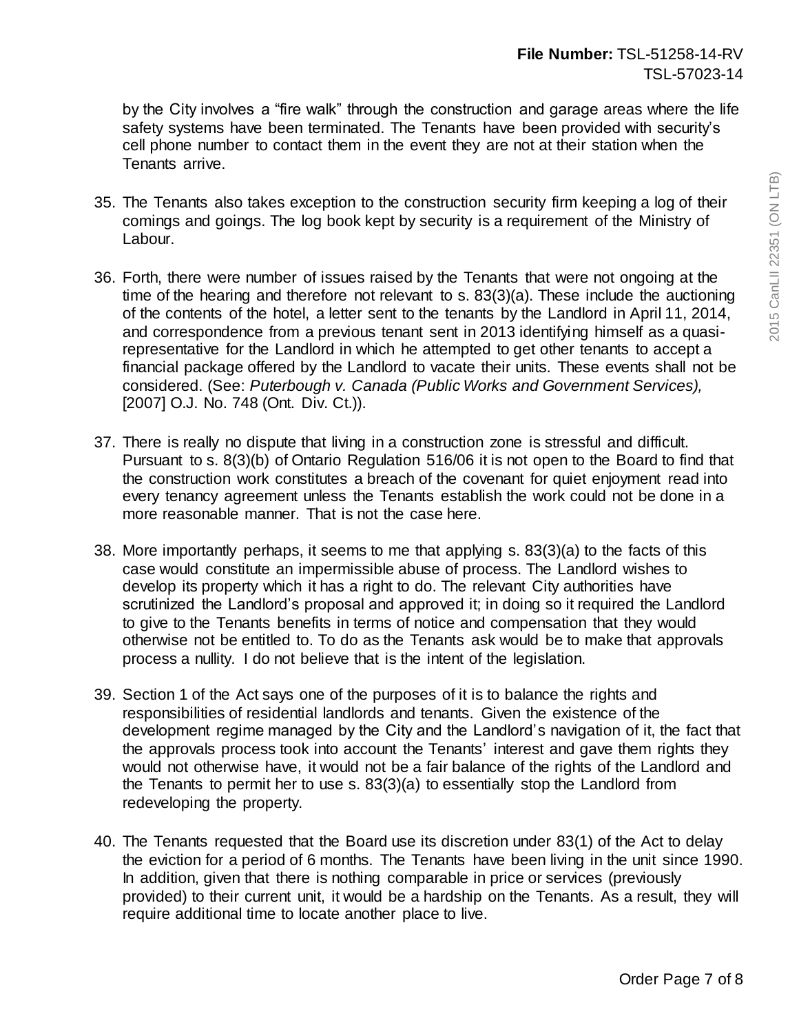by the City involves a "fire walk" through the construction and garage areas where the life safety systems have been terminated. The Tenants have been provided with security's cell phone number to contact them in the event they are not at their station when the Tenants arrive.

35. The Tenants also takes exception to the construction security firm keeping a log of their comings and goings. The log book kept by security is a requirement of the Ministry of Labour.

36. Forth, there were number of issues raised by the Tenants that were not ongoing at the time of the hearing and therefore not relevant to s. 83(3)(a). These include the auctioning of the contents of the hotel, a letter sent to the tenants by the Landlord in April 11, 2014, and correspondence from a previous tenant sent in 2013 identifying himself as a quasi-representative for the Landlord in which he attempted to get other tenants to accept a financial package offered by the Landlord to vacate their units. These events shall not be considered. (See: *Puterbough v. Canada (Public Works and Government Services),* [2007] O.J. No. 748 (Ont. Div. Ct.)).

37. There is really no dispute that living in a construction zone is stressful and difficult. Pursuant to s. 8(3)(b) of Ontario Regulation 516/06 it is not open to the Board to find that the construction work constitutes a breach of the covenant for quiet enjoyment read into every tenancy agreement unless the Tenants establish the work could not be done in a more reasonable manner. That is not the case here.

38. More importantly perhaps, it seems to me that applying s. 83(3)(a) to the facts of this case would constitute an impermissible abuse of process. The Landlord wishes to develop its property which it has a right to do. The relevant City authorities have scrutinized the Landlord's proposal and approved it; in doing so it required the Landlord to give to the Tenants benefits in terms of notice and compensation that they would otherwise not be entitled to. To do as the Tenants ask would be to make that approvals process a nullity. I do not believe that is the intent of the legislation.

39. Section 1 of the Act says one of the purposes of it is to balance the rights and responsibilities of residential landlords and tenants. Given the existence of the development regime managed by the City and the Landlord's navigation of it, the fact that the approvals process took into account the Tenants' interest and gave them rights they would not otherwise have, it would not be a fair balance of the rights of the Landlord and the Tenants to permit her to use s. 83(3)(a) to essentially stop the Landlord from redeveloping the property.

40. The Tenants requested that the Board use its discretion under 83(1) of the Act to delay the eviction for a period of 6 months. The Tenants have been living in the unit since 1990. In addition, given that there is nothing comparable in price or services (previously provided) to their current unit, it would be a hardship on the Tenants. As a result, they will require additional time to locate another place to live.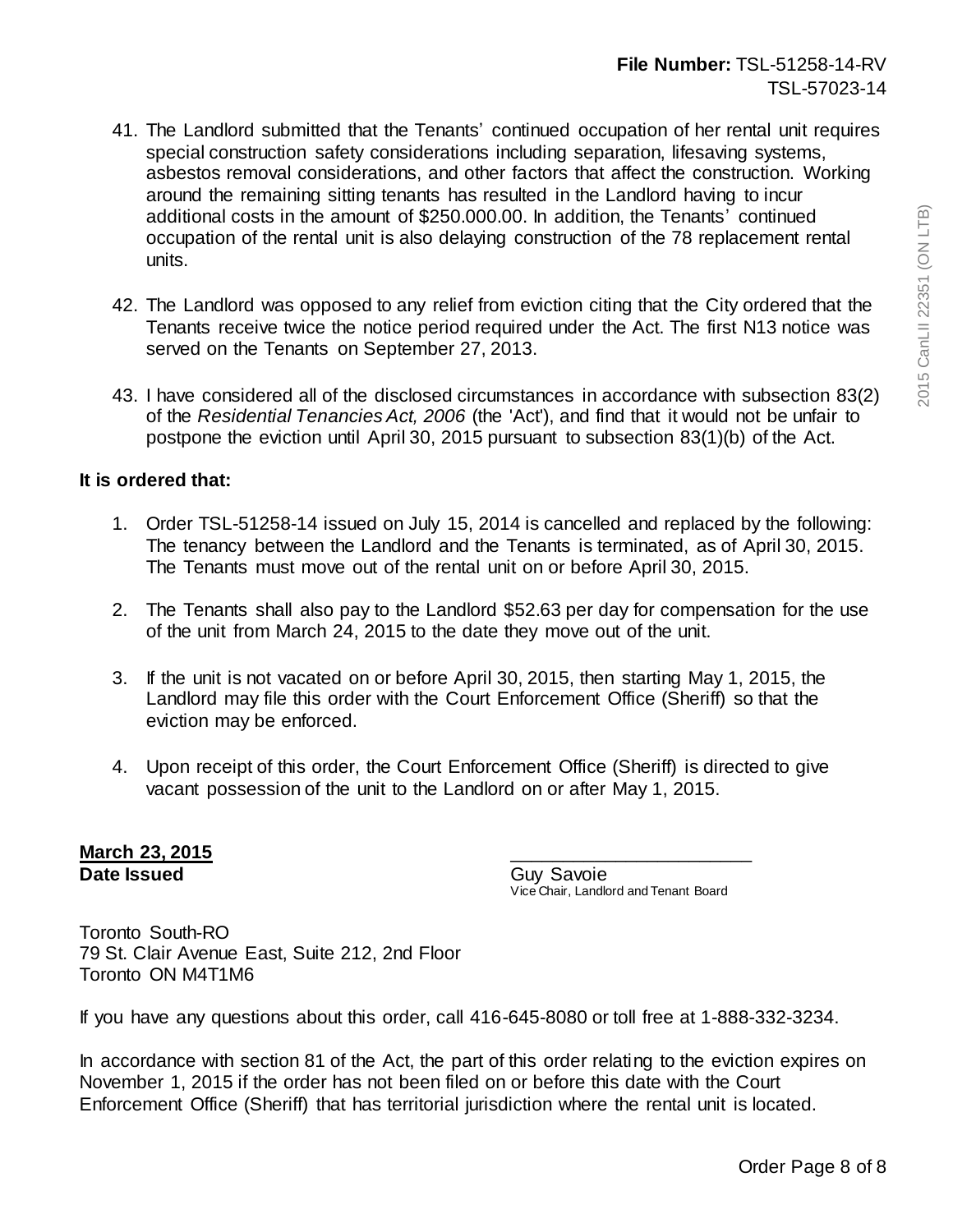**File Number:** TSL-51258-14-RV
TSL-57023-14

41. The Landlord submitted that the Tenants' continued occupation of her rental unit requires special construction safety considerations including separation, lifesaving systems, asbestos removal considerations, and other factors that affect the construction. Working around the remaining sitting tenants has resulted in the Landlord having to incur additional costs in the amount of $250.000.00. In addition, the Tenants' continued occupation of the rental unit is also delaying construction of the 78 replacement rental units.

42. The Landlord was opposed to any relief from eviction citing that the City ordered that the Tenants receive twice the notice period required under the Act. The first N13 notice was served on the Tenants on September 27, 2013.

43. I have considered all of the disclosed circumstances in accordance with subsection 83(2) of the *Residential Tenancies Act, 2006* (the 'Act'), and find that it would not be unfair to postpone the eviction until April 30, 2015 pursuant to subsection 83(1)(b) of the Act.

**It is ordered that:**

1. Order TSL-51258-14 issued on July 15, 2014 is cancelled and replaced by the following: The tenancy between the Landlord and the Tenants is terminated, as of April 30, 2015. The Tenants must move out of the rental unit on or before April 30, 2015.

2. The Tenants shall also pay to the Landlord $52.63 per day for compensation for the use of the unit from March 24, 2015 to the date they move out of the unit.

3. If the unit is not vacated on or before April 30, 2015, then starting May 1, 2015, the Landlord may file this order with the Court Enforcement Office (Sheriff) so that the eviction may be enforced.

4. Upon receipt of this order, the Court Enforcement Office (Sheriff) is directed to give vacant possession of the unit to the Landlord on or after May 1, 2015.

**March 23, 2015**
**Date Issued**

_______________________
Guy Savoie
Vice Chair, Landlord and Tenant Board

Toronto South-RO
79 St. Clair Avenue East, Suite 212, 2nd Floor
Toronto ON M4T1M6

If you have any questions about this order, call 416-645-8080 or toll free at 1-888-332-3234.

In accordance with section 81 of the Act, the part of this order relating to the eviction expires on November 1, 2015 if the order has not been filed on or before this date with the Court Enforcement Office (Sheriff) that has territorial jurisdiction where the rental unit is located.